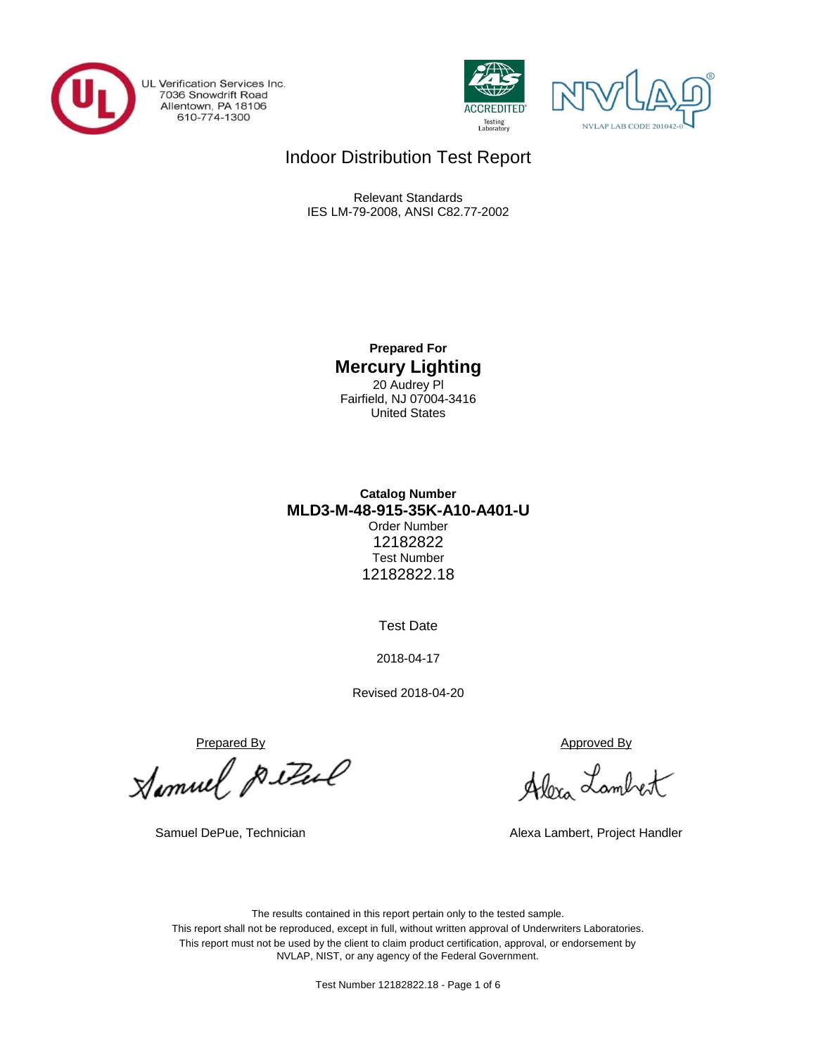UL Verification Services Inc.
7036 Snowdrift Road
Allentown, PA 18106
610-774-1300

IAS ACCREDITED Testing Laboratory

NVLAP LAB CODE 201042-0

# Indoor Distribution Test Report

Relevant Standards
IES LM-79-2008, ANSI C82.77-2002

**Prepared For**

**Mercury Lighting**
20 Audrey Pl
Fairfield, NJ 07004-3416
United States

**Catalog Number**

**MLD3-M-48-915-35K-A10-A401-U**

Order Number
12182822

Test Number
12182822.18

Test Date

2018-04-17

Revised 2018-04-20

Prepared By

Samuel DePue, Technician

Approved By

Alexa Lambert, Project Handler

The results contained in this report pertain only to the tested sample.
This report shall not be reproduced, except in full, without written approval of Underwriters Laboratories.
This report must not be used by the client to claim product certification, approval, or endorsement by NVLAP, NIST, or any agency of the Federal Government.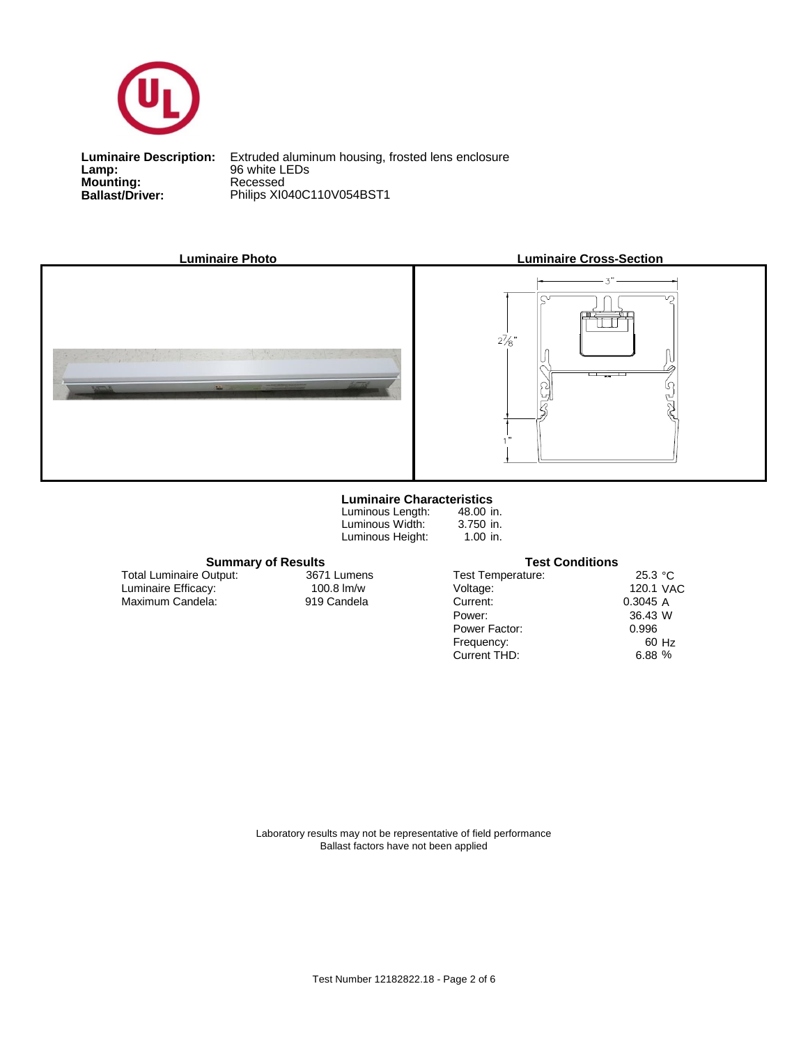**Luminaire Description:** Extruded aluminum housing, frosted lens enclosure
**Lamp:** 96 white LEDs
**Mounting:** Recessed
**Ballast/Driver:** Philips XI040C110V054BST1

**Luminaire Photo**

**Luminaire Cross-Section**

3"

2⅞"

1"

### Luminaire Characteristics

| | |
|---|---|
| Luminous Length: | 48.00 in. |
| Luminous Width: | 3.750 in. |
| Luminous Height: | 1.00 in. |

### Summary of Results

| | |
|---|---|
| Total Luminaire Output: | 3671 Lumens |
| Luminaire Efficacy: | 100.8 lm/w |
| Maximum Candela: | 919 Candela |

### Test Conditions

| | |
|---|---|
| Test Temperature: | 25.3 °C |
| Voltage: | 120.1 VAC |
| Current: | 0.3045 A |
| Power: | 36.43 W |
| Power Factor: | 0.996 |
| Frequency: | 60 Hz |
| Current THD: | 6.88 % |

Laboratory results may not be representative of field performance
Ballast factors have not been applied

Test Number 12182822.18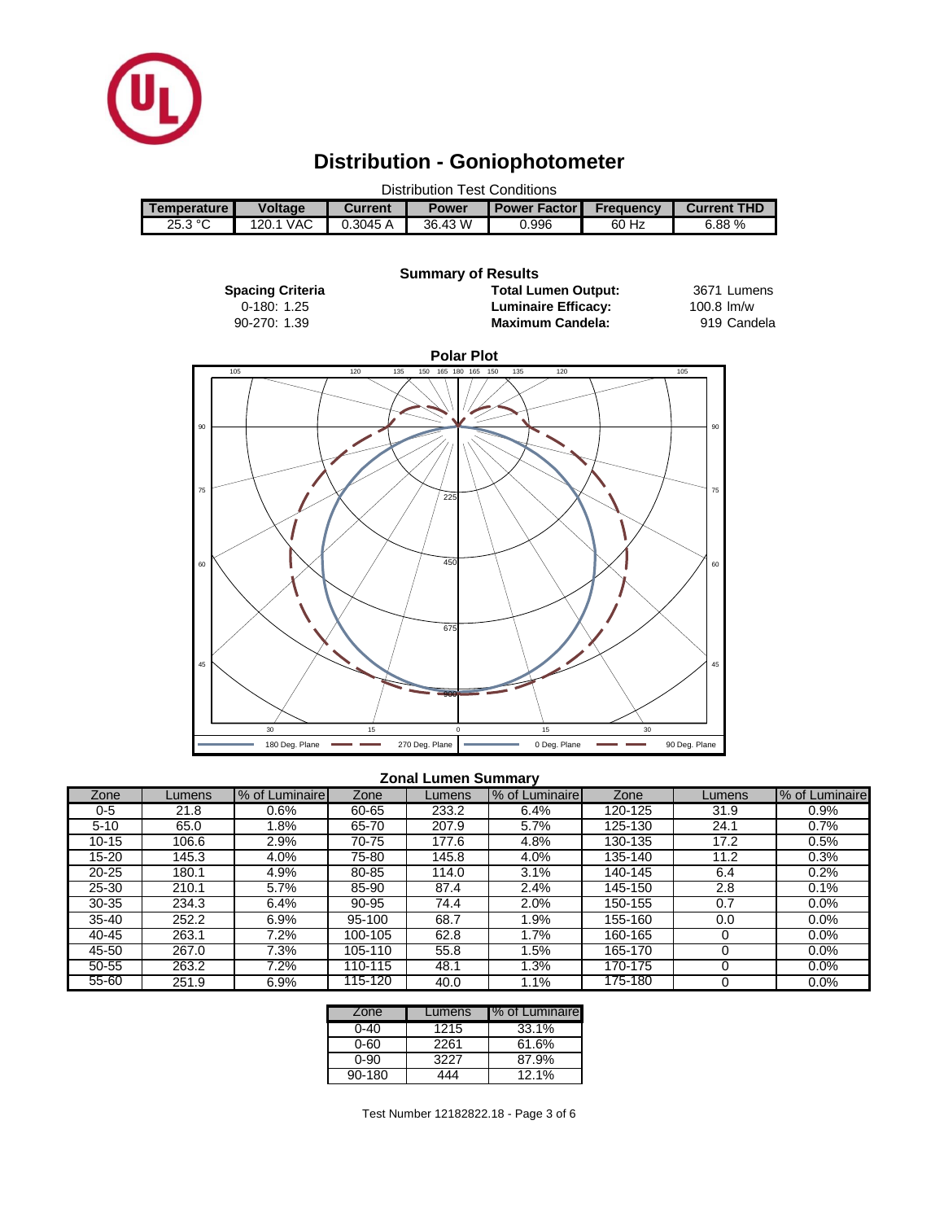# Distribution - Goniophotometer

Distribution Test Conditions

| Temperature | Voltage | Current | Power | Power Factor | Frequency | Current THD |
|---|---|---|---|---|---|---|
| 25.3 °C | 120.1 VAC | 0.3045 A | 36.43 W | 0.996 | 60 Hz | 6.88 % |

## Summary of Results

**Spacing Criteria**
0-180: 1.25
90-270: 1.39

**Total Lumen Output:** 3671 Lumens
**Luminaire Efficacy:** 100.8 lm/w
**Maximum Candela:** 919 Candela

### Polar Plot

180 Deg. Plane — 270 Deg. Plane — 0 Deg. Plane — 90 Deg. Plane

### Zonal Lumen Summary

| Zone | Lumens | % of Luminaire | Zone | Lumens | % of Luminaire | Zone | Lumens | % of Luminaire |
|---|---|---|---|---|---|---|---|---|
| 0-5 | 21.8 | 0.6% | 60-65 | 233.2 | 6.4% | 120-125 | 31.9 | 0.9% |
| 5-10 | 65.0 | 1.8% | 65-70 | 207.9 | 5.7% | 125-130 | 24.1 | 0.7% |
| 10-15 | 106.6 | 2.9% | 70-75 | 177.6 | 4.8% | 130-135 | 17.2 | 0.5% |
| 15-20 | 145.3 | 4.0% | 75-80 | 145.8 | 4.0% | 135-140 | 11.2 | 0.3% |
| 20-25 | 180.1 | 4.9% | 80-85 | 114.0 | 3.1% | 140-145 | 6.4 | 0.2% |
| 25-30 | 210.1 | 5.7% | 85-90 | 87.4 | 2.4% | 145-150 | 2.8 | 0.1% |
| 30-35 | 234.3 | 6.4% | 90-95 | 74.4 | 2.0% | 150-155 | 0.7 | 0.0% |
| 35-40 | 252.2 | 6.9% | 95-100 | 68.7 | 1.9% | 155-160 | 0.0 | 0.0% |
| 40-45 | 263.1 | 7.2% | 100-105 | 62.8 | 1.7% | 160-165 | 0 | 0.0% |
| 45-50 | 267.0 | 7.3% | 105-110 | 55.8 | 1.5% | 165-170 | 0 | 0.0% |
| 50-55 | 263.2 | 7.2% | 110-115 | 48.1 | 1.3% | 170-175 | 0 | 0.0% |
| 55-60 | 251.9 | 6.9% | 115-120 | 40.0 | 1.1% | 175-180 | 0 | 0.0% |

| Zone | Lumens | % of Luminaire |
|---|---|---|
| 0-40 | 1215 | 33.1% |
| 0-60 | 2261 | 61.6% |
| 0-90 | 3227 | 87.9% |
| 90-180 | 444 | 12.1% |

Test Number 12182822.18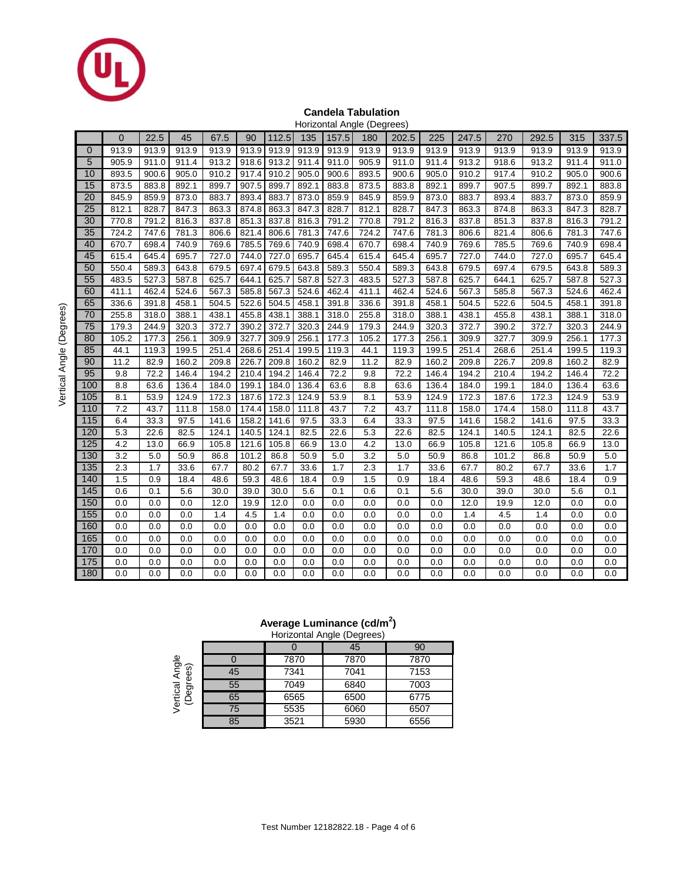## Candela Tabulation

Horizontal Angle (Degrees)

| Vertical Angle (Degrees) | 0 | 22.5 | 45 | 67.5 | 90 | 112.5 | 135 | 157.5 | 180 | 202.5 | 225 | 247.5 | 270 | 292.5 | 315 | 337.5 |
|---|---|---|---|---|---|---|---|---|---|---|---|---|---|---|---|---|
| 0 | 913.9 | 913.9 | 913.9 | 913.9 | 913.9 | 913.9 | 913.9 | 913.9 | 913.9 | 913.9 | 913.9 | 913.9 | 913.9 | 913.9 | 913.9 | 913.9 |
| 5 | 905.9 | 911.0 | 911.4 | 913.2 | 918.6 | 913.2 | 911.4 | 911.0 | 905.9 | 911.0 | 911.4 | 913.2 | 918.6 | 913.2 | 911.4 | 911.0 |
| 10 | 893.5 | 900.6 | 905.0 | 910.2 | 917.4 | 910.2 | 905.0 | 900.6 | 893.5 | 900.6 | 905.0 | 910.2 | 917.4 | 910.2 | 905.0 | 900.6 |
| 15 | 873.5 | 883.8 | 892.1 | 899.7 | 907.5 | 899.7 | 892.1 | 883.8 | 873.5 | 883.8 | 892.1 | 899.7 | 907.5 | 899.7 | 892.1 | 883.8 |
| 20 | 845.9 | 859.9 | 873.0 | 883.7 | 893.4 | 883.7 | 873.0 | 859.9 | 845.9 | 859.9 | 873.0 | 883.7 | 893.4 | 883.7 | 873.0 | 859.9 |
| 25 | 812.1 | 828.7 | 847.3 | 863.3 | 874.8 | 863.3 | 847.3 | 828.7 | 812.1 | 828.7 | 847.3 | 863.3 | 874.8 | 863.3 | 847.3 | 828.7 |
| 30 | 770.8 | 791.2 | 816.3 | 837.8 | 851.3 | 837.8 | 816.3 | 791.2 | 770.8 | 791.2 | 816.3 | 837.8 | 851.3 | 837.8 | 816.3 | 791.2 |
| 35 | 724.2 | 747.6 | 781.3 | 806.6 | 821.4 | 806.6 | 781.3 | 747.6 | 724.2 | 747.6 | 781.3 | 806.6 | 821.4 | 806.6 | 781.3 | 747.6 |
| 40 | 670.7 | 698.4 | 740.9 | 769.6 | 785.5 | 769.6 | 740.9 | 698.4 | 670.7 | 698.4 | 740.9 | 769.6 | 785.5 | 769.6 | 740.9 | 698.4 |
| 45 | 615.4 | 645.4 | 695.7 | 727.0 | 744.0 | 727.0 | 695.7 | 645.4 | 615.4 | 645.4 | 695.7 | 727.0 | 744.0 | 727.0 | 695.7 | 645.4 |
| 50 | 550.4 | 589.3 | 643.8 | 679.5 | 697.4 | 679.5 | 643.8 | 589.3 | 550.4 | 589.3 | 643.8 | 679.5 | 697.4 | 679.5 | 643.8 | 589.3 |
| 55 | 483.5 | 527.3 | 587.8 | 625.7 | 644.1 | 625.7 | 587.8 | 527.3 | 483.5 | 527.3 | 587.8 | 625.7 | 644.1 | 625.7 | 587.8 | 527.3 |
| 60 | 411.1 | 462.4 | 524.6 | 567.3 | 585.8 | 567.3 | 524.6 | 462.4 | 411.1 | 462.4 | 524.6 | 567.3 | 585.8 | 567.3 | 524.6 | 462.4 |
| 65 | 336.6 | 391.8 | 458.1 | 504.5 | 522.6 | 504.5 | 458.1 | 391.8 | 336.6 | 391.8 | 458.1 | 504.5 | 522.6 | 504.5 | 458.1 | 391.8 |
| 70 | 255.8 | 318.0 | 388.1 | 438.1 | 455.8 | 438.1 | 388.1 | 318.0 | 255.8 | 318.0 | 388.1 | 438.1 | 455.8 | 438.1 | 388.1 | 318.0 |
| 75 | 179.3 | 244.9 | 320.3 | 372.7 | 390.2 | 372.7 | 320.3 | 244.9 | 179.3 | 244.9 | 320.3 | 372.7 | 390.2 | 372.7 | 320.3 | 244.9 |
| 80 | 105.2 | 177.3 | 256.1 | 309.9 | 327.7 | 309.9 | 256.1 | 177.3 | 105.2 | 177.3 | 256.1 | 309.9 | 327.7 | 309.9 | 256.1 | 177.3 |
| 85 | 44.1 | 119.3 | 199.5 | 251.4 | 268.6 | 251.4 | 199.5 | 119.3 | 44.1 | 119.3 | 199.5 | 251.4 | 268.6 | 251.4 | 199.5 | 119.3 |
| 90 | 11.2 | 82.9 | 160.2 | 209.8 | 226.7 | 209.8 | 160.2 | 82.9 | 11.2 | 82.9 | 160.2 | 209.8 | 226.7 | 209.8 | 160.2 | 82.9 |
| 95 | 9.8 | 72.2 | 146.4 | 194.2 | 210.4 | 194.2 | 146.4 | 72.2 | 9.8 | 72.2 | 146.4 | 194.2 | 210.4 | 194.2 | 146.4 | 72.2 |
| 100 | 8.8 | 63.6 | 136.4 | 184.0 | 199.1 | 184.0 | 136.4 | 63.6 | 8.8 | 63.6 | 136.4 | 184.0 | 199.1 | 184.0 | 136.4 | 63.6 |
| 105 | 8.1 | 53.9 | 124.9 | 172.3 | 187.6 | 172.3 | 124.9 | 53.9 | 8.1 | 53.9 | 124.9 | 172.3 | 187.6 | 172.3 | 124.9 | 53.9 |
| 110 | 7.2 | 43.7 | 111.8 | 158.0 | 174.4 | 158.0 | 111.8 | 43.7 | 7.2 | 43.7 | 111.8 | 158.0 | 174.4 | 158.0 | 111.8 | 43.7 |
| 115 | 6.4 | 33.3 | 97.5 | 141.6 | 158.2 | 141.6 | 97.5 | 33.3 | 6.4 | 33.3 | 97.5 | 141.6 | 158.2 | 141.6 | 97.5 | 33.3 |
| 120 | 5.3 | 22.6 | 82.5 | 124.1 | 140.5 | 124.1 | 82.5 | 22.6 | 5.3 | 22.6 | 82.5 | 124.1 | 140.5 | 124.1 | 82.5 | 22.6 |
| 125 | 4.2 | 13.0 | 66.9 | 105.8 | 121.6 | 105.8 | 66.9 | 13.0 | 4.2 | 13.0 | 66.9 | 105.8 | 121.6 | 105.8 | 66.9 | 13.0 |
| 130 | 3.2 | 5.0 | 50.9 | 86.8 | 101.2 | 86.8 | 50.9 | 5.0 | 3.2 | 5.0 | 50.9 | 86.8 | 101.2 | 86.8 | 50.9 | 5.0 |
| 135 | 2.3 | 1.7 | 33.6 | 67.7 | 80.2 | 67.7 | 33.6 | 1.7 | 2.3 | 1.7 | 33.6 | 67.7 | 80.2 | 67.7 | 33.6 | 1.7 |
| 140 | 1.5 | 0.9 | 18.4 | 48.6 | 59.3 | 48.6 | 18.4 | 0.9 | 1.5 | 0.9 | 18.4 | 48.6 | 59.3 | 48.6 | 18.4 | 0.9 |
| 145 | 0.6 | 0.1 | 5.6 | 30.0 | 39.0 | 30.0 | 5.6 | 0.1 | 0.6 | 0.1 | 5.6 | 30.0 | 39.0 | 30.0 | 5.6 | 0.1 |
| 150 | 0.0 | 0.0 | 0.0 | 12.0 | 19.9 | 12.0 | 0.0 | 0.0 | 0.0 | 0.0 | 0.0 | 12.0 | 19.9 | 12.0 | 0.0 | 0.0 |
| 155 | 0.0 | 0.0 | 0.0 | 1.4 | 4.5 | 1.4 | 0.0 | 0.0 | 0.0 | 0.0 | 0.0 | 1.4 | 4.5 | 1.4 | 0.0 | 0.0 |
| 160 | 0.0 | 0.0 | 0.0 | 0.0 | 0.0 | 0.0 | 0.0 | 0.0 | 0.0 | 0.0 | 0.0 | 0.0 | 0.0 | 0.0 | 0.0 | 0.0 |
| 165 | 0.0 | 0.0 | 0.0 | 0.0 | 0.0 | 0.0 | 0.0 | 0.0 | 0.0 | 0.0 | 0.0 | 0.0 | 0.0 | 0.0 | 0.0 | 0.0 |
| 170 | 0.0 | 0.0 | 0.0 | 0.0 | 0.0 | 0.0 | 0.0 | 0.0 | 0.0 | 0.0 | 0.0 | 0.0 | 0.0 | 0.0 | 0.0 | 0.0 |
| 175 | 0.0 | 0.0 | 0.0 | 0.0 | 0.0 | 0.0 | 0.0 | 0.0 | 0.0 | 0.0 | 0.0 | 0.0 | 0.0 | 0.0 | 0.0 | 0.0 |
| 180 | 0.0 | 0.0 | 0.0 | 0.0 | 0.0 | 0.0 | 0.0 | 0.0 | 0.0 | 0.0 | 0.0 | 0.0 | 0.0 | 0.0 | 0.0 | 0.0 |

## Average Luminance ($cd/m^2$)

Horizontal Angle (Degrees)

| Vertical Angle (Degrees) | 0 | 45 | 90 |
|---|---|---|---|
| 0 | 7870 | 7870 | 7870 |
| 45 | 7341 | 7041 | 7153 |
| 55 | 7049 | 6840 | 7003 |
| 65 | 6565 | 6500 | 6775 |
| 75 | 5535 | 6060 | 6507 |
| 85 | 3521 | 5930 | 6556 |

Test Number 12182822.18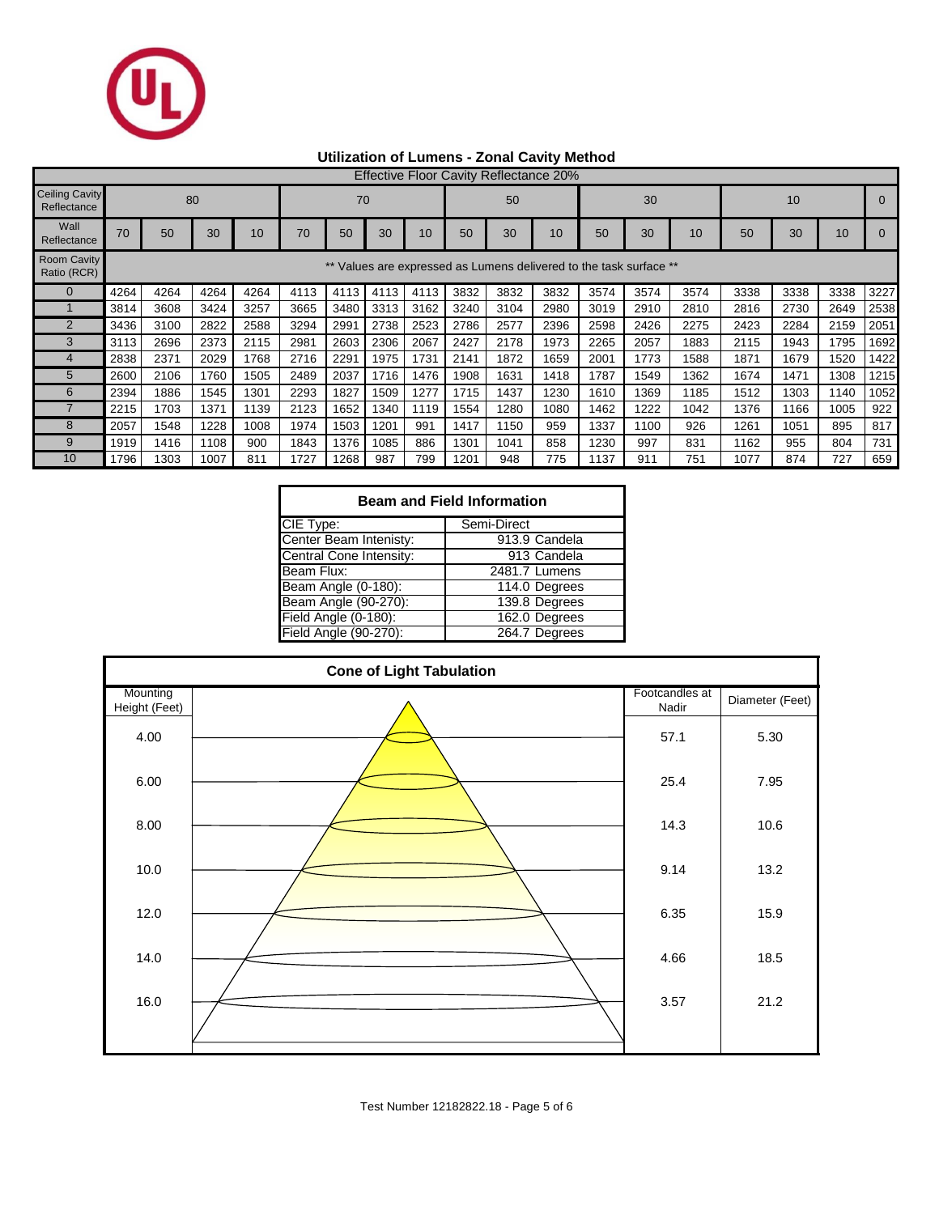## Utilization of Lumens - Zonal Cavity Method

Effective Floor Cavity Reflectance 20%

| Ceiling Cavity Reflectance | 80 | | | | 70 | | | | 50 | | | 30 | | | 10 | | | 0 |
|---|---|---|---|---|---|---|---|---|---|---|---|---|---|---|---|---|---|---|
| Wall Reflectance | 70 | 50 | 30 | 10 | 70 | 50 | 30 | 10 | 50 | 30 | 10 | 50 | 30 | 10 | 50 | 30 | 10 | 0 |
| Room Cavity Ratio (RCR) | ** Values are expressed as Lumens delivered to the task surface ** | | | | | | | | | | | | | | | | | |
| 0 | 4264 | 4264 | 4264 | 4264 | 4113 | 4113 | 4113 | 4113 | 3832 | 3832 | 3832 | 3574 | 3574 | 3574 | 3338 | 3338 | 3338 | 3227 |
| 1 | 3814 | 3608 | 3424 | 3257 | 3665 | 3480 | 3313 | 3162 | 3240 | 3104 | 2980 | 3019 | 2910 | 2810 | 2816 | 2730 | 2649 | 2538 |
| 2 | 3436 | 3100 | 2822 | 2588 | 3294 | 2991 | 2738 | 2523 | 2786 | 2577 | 2396 | 2598 | 2426 | 2275 | 2423 | 2284 | 2159 | 2051 |
| 3 | 3113 | 2696 | 2373 | 2115 | 2981 | 2603 | 2306 | 2067 | 2427 | 2178 | 1973 | 2265 | 2057 | 1883 | 2115 | 1943 | 1795 | 1692 |
| 4 | 2838 | 2371 | 2029 | 1768 | 2716 | 2291 | 1975 | 1731 | 2141 | 1872 | 1659 | 2001 | 1773 | 1588 | 1871 | 1679 | 1520 | 1422 |
| 5 | 2600 | 2106 | 1760 | 1505 | 2489 | 2037 | 1716 | 1476 | 1908 | 1631 | 1418 | 1787 | 1549 | 1362 | 1674 | 1471 | 1308 | 1215 |
| 6 | 2394 | 1886 | 1545 | 1301 | 2293 | 1827 | 1509 | 1277 | 1715 | 1437 | 1230 | 1610 | 1369 | 1185 | 1512 | 1303 | 1140 | 1052 |
| 7 | 2215 | 1703 | 1371 | 1139 | 2123 | 1652 | 1340 | 1119 | 1554 | 1280 | 1080 | 1462 | 1222 | 1042 | 1376 | 1166 | 1005 | 922 |
| 8 | 2057 | 1548 | 1228 | 1008 | 1974 | 1503 | 1201 | 991 | 1417 | 1150 | 959 | 1337 | 1100 | 926 | 1261 | 1051 | 895 | 817 |
| 9 | 1919 | 1416 | 1108 | 900 | 1843 | 1376 | 1085 | 886 | 1301 | 1041 | 858 | 1230 | 997 | 831 | 1162 | 955 | 804 | 731 |
| 10 | 1796 | 1303 | 1007 | 811 | 1727 | 1268 | 987 | 799 | 1201 | 948 | 775 | 1137 | 911 | 751 | 1077 | 874 | 727 | 659 |

### Beam and Field Information

| | |
|---|---|
| CIE Type: | Semi-Direct |
| Center Beam Intenisty: | 913.9 Candela |
| Central Cone Intensity: | 913 Candela |
| Beam Flux: | 2481.7 Lumens |
| Beam Angle (0-180): | 114.0 Degrees |
| Beam Angle (90-270): | 139.8 Degrees |
| Field Angle (0-180): | 162.0 Degrees |
| Field Angle (90-270): | 264.7 Degrees |

### Cone of Light Tabulation

| Mounting Height (Feet) | Footcandles at Nadir | Diameter (Feet) |
|---|---|---|
| 4.00 | 57.1 | 5.30 |
| 6.00 | 25.4 | 7.95 |
| 8.00 | 14.3 | 10.6 |
| 10.0 | 9.14 | 13.2 |
| 12.0 | 6.35 | 15.9 |
| 14.0 | 4.66 | 18.5 |
| 16.0 | 3.57 | 21.2 |

Test Number 12182822.18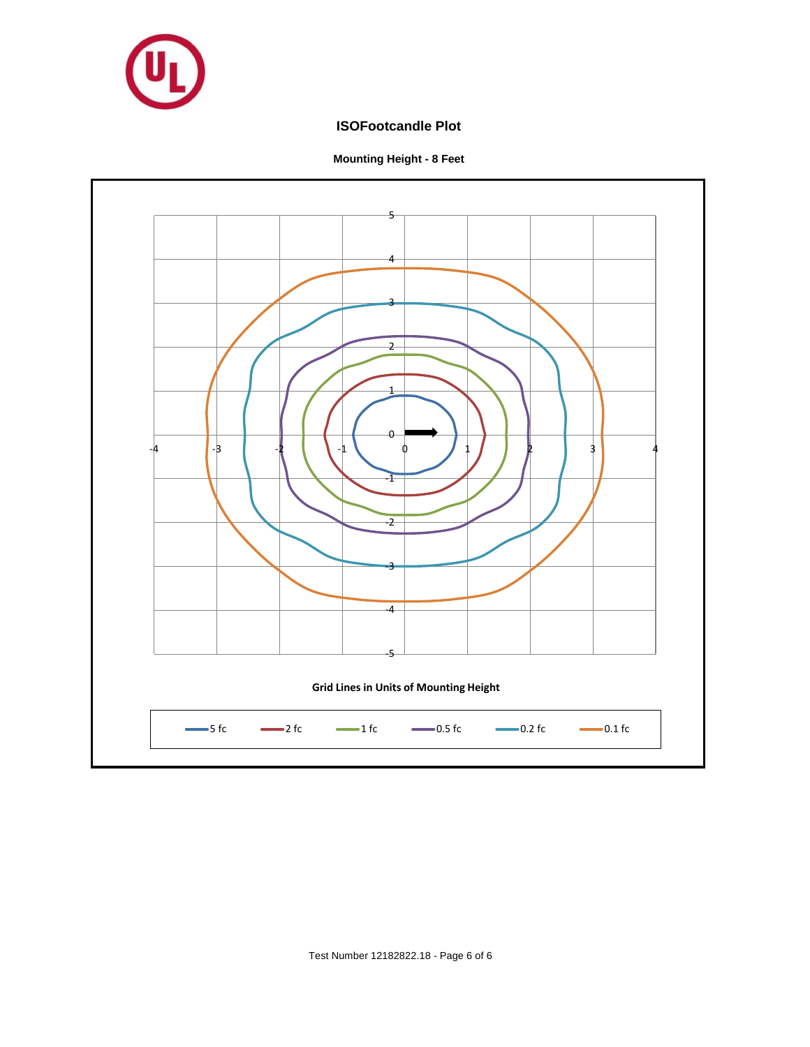## ISOFootcandle Plot

**Mounting Height - 8 Feet**

5
4
3
2
1
0
-1
-2
-3
-4
-5

-4
-3
-2
-1
0
1
2
3
4

**Grid Lines in Units of Mounting Height**

5 fc
2 fc
1 fc
0.5 fc
0.2 fc
0.1 fc

Test Number 12182822.18